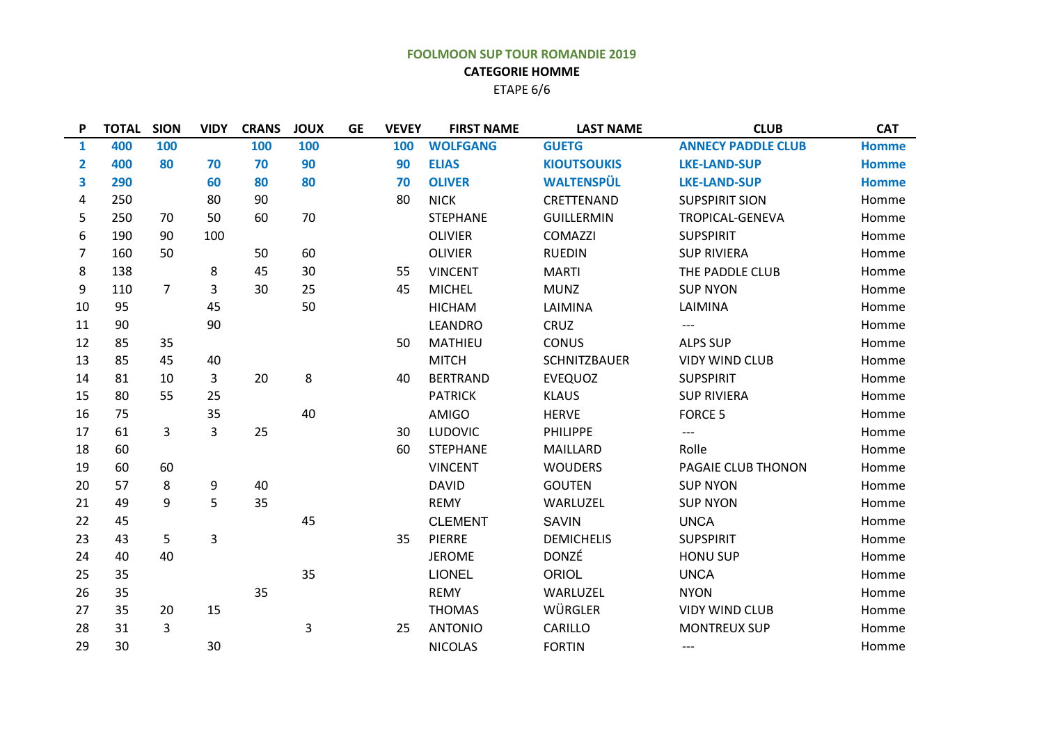**FOOLMOON SUP TOUR ROMANDIE 2019**

**CATEGORIE HOMME**

ETAPE 6/6

| P | TOTAL | SION | VIDY | CRANS | JOUX | GE | VEVEY | FIRST NAME | LAST NAME | CLUB | CAT |
|---|---|---|---|---|---|---|---|---|---|---|---|
| **1** | **400** | **100** | | **100** | **100** | | **100** | **WOLFGANG** | **GUETG** | **ANNECY PADDLE CLUB** | **Homme** |
| **2** | **400** | **80** | **70** | **70** | **90** | | **90** | **ELIAS** | **KIOUTSOUKIS** | **LKE-LAND-SUP** | **Homme** |
| **3** | **290** | | **60** | **80** | **80** | | **70** | **OLIVER** | **WALTENSPÜL** | **LKE-LAND-SUP** | **Homme** |
| 4 | 250 | | 80 | 90 | | | 80 | NICK | CRETTENAND | SUPSPIRIT SION | Homme |
| 5 | 250 | 70 | 50 | 60 | 70 | | | STEPHANE | GUILLERMIN | TROPICAL-GENEVA | Homme |
| 6 | 190 | 90 | 100 | | | | | OLIVIER | COMAZZI | SUPSPIRIT | Homme |
| 7 | 160 | 50 | | 50 | 60 | | | OLIVIER | RUEDIN | SUP RIVIERA | Homme |
| 8 | 138 | | 8 | 45 | 30 | | 55 | VINCENT | MARTI | THE PADDLE CLUB | Homme |
| 9 | 110 | 7 | 3 | 30 | 25 | | 45 | MICHEL | MUNZ | SUP NYON | Homme |
| 10 | 95 | | 45 | | 50 | | | HICHAM | LAIMINA | LAIMINA | Homme |
| 11 | 90 | | 90 | | | | | LEANDRO | CRUZ | --- | Homme |
| 12 | 85 | 35 | | | | | 50 | MATHIEU | CONUS | ALPS SUP | Homme |
| 13 | 85 | 45 | 40 | | | | | MITCH | SCHNITZBAUER | VIDY WIND CLUB | Homme |
| 14 | 81 | 10 | 3 | 20 | 8 | | 40 | BERTRAND | EVEQUOZ | SUPSPIRIT | Homme |
| 15 | 80 | 55 | 25 | | | | | PATRICK | KLAUS | SUP RIVIERA | Homme |
| 16 | 75 | | 35 | | 40 | | | AMIGO | HERVE | FORCE 5 | Homme |
| 17 | 61 | 3 | 3 | 25 | | | 30 | LUDOVIC | PHILIPPE | --- | Homme |
| 18 | 60 | | | | | | 60 | STEPHANE | MAILLARD | Rolle | Homme |
| 19 | 60 | 60 | | | | | | VINCENT | WOUDERS | PAGAIE CLUB THONON | Homme |
| 20 | 57 | 8 | 9 | 40 | | | | DAVID | GOUTEN | SUP NYON | Homme |
| 21 | 49 | 9 | 5 | 35 | | | | REMY | WARLUZEL | SUP NYON | Homme |
| 22 | 45 | | | | 45 | | | CLEMENT | SAVIN | UNCA | Homme |
| 23 | 43 | 5 | 3 | | | | 35 | PIERRE | DEMICHELIS | SUPSPIRIT | Homme |
| 24 | 40 | 40 | | | | | | JEROME | DONZÉ | HONU SUP | Homme |
| 25 | 35 | | | | 35 | | | LIONEL | ORIOL | UNCA | Homme |
| 26 | 35 | | | 35 | | | | REMY | WARLUZEL | NYON | Homme |
| 27 | 35 | 20 | 15 | | | | | THOMAS | WÜRGLER | VIDY WIND CLUB | Homme |
| 28 | 31 | 3 | | | 3 | | 25 | ANTONIO | CARILLO | MONTREUX SUP | Homme |
| 29 | 30 | | 30 | | | | | NICOLAS | FORTIN | --- | Homme |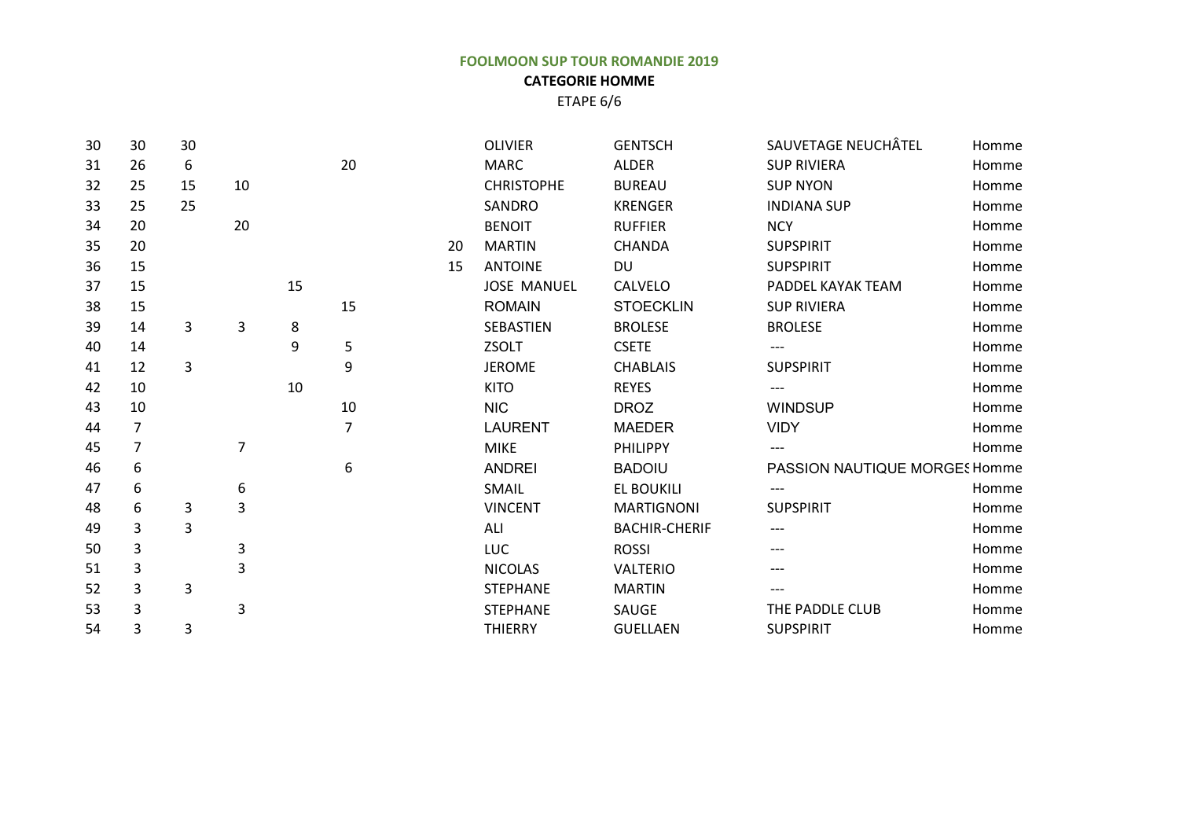**FOOLMOON SUP TOUR ROMANDIE 2019**

**CATEGORIE HOMME**

ETAPE 6/6

| | | | | | | | | | | | |
|---|---|---|---|---|---|---|---|---|---|---|---|
| 30 | 30 | 30 | | | | | | OLIVIER | GENTSCH | SAUVETAGE NEUCHÂTEL | Homme |
| 31 | 26 | 6 | | | 20 | | | MARC | ALDER | SUP RIVIERA | Homme |
| 32 | 25 | 15 | 10 | | | | | CHRISTOPHE | BUREAU | SUP NYON | Homme |
| 33 | 25 | 25 | | | | | | SANDRO | KRENGER | INDIANA SUP | Homme |
| 34 | 20 | | 20 | | | | | BENOIT | RUFFIER | NCY | Homme |
| 35 | 20 | | | | | | 20 | MARTIN | CHANDA | SUPSPIRIT | Homme |
| 36 | 15 | | | | | | 15 | ANTOINE | DU | SUPSPIRIT | Homme |
| 37 | 15 | | | 15 | | | | JOSE MANUEL | CALVELO | PADDEL KAYAK TEAM | Homme |
| 38 | 15 | | | | 15 | | | ROMAIN | STOECKLIN | SUP RIVIERA | Homme |
| 39 | 14 | 3 | 3 | 8 | | | | SEBASTIEN | BROLESE | BROLESE | Homme |
| 40 | 14 | | | 9 | 5 | | | ZSOLT | CSETE | --- | Homme |
| 41 | 12 | 3 | | | 9 | | | JEROME | CHABLAIS | SUPSPIRIT | Homme |
| 42 | 10 | | | 10 | | | | KITO | REYES | --- | Homme |
| 43 | 10 | | | | 10 | | | NIC | DROZ | WINDSUP | Homme |
| 44 | 7 | | | | 7 | | | LAURENT | MAEDER | VIDY | Homme |
| 45 | 7 | | 7 | | | | | MIKE | PHILIPPY | --- | Homme |
| 46 | 6 | | | | 6 | | | ANDREI | BADOIU | PASSION NAUTIQUE MORGES | Homme |
| 47 | 6 | | 6 | | | | | SMAIL | EL BOUKILI | --- | Homme |
| 48 | 6 | 3 | 3 | | | | | VINCENT | MARTIGNONI | SUPSPIRIT | Homme |
| 49 | 3 | 3 | | | | | | ALI | BACHIR-CHERIF | --- | Homme |
| 50 | 3 | | 3 | | | | | LUC | ROSSI | --- | Homme |
| 51 | 3 | | 3 | | | | | NICOLAS | VALTERIO | --- | Homme |
| 52 | 3 | 3 | | | | | | STEPHANE | MARTIN | --- | Homme |
| 53 | 3 | | 3 | | | | | STEPHANE | SAUGE | THE PADDLE CLUB | Homme |
| 54 | 3 | 3 | | | | | | THIERRY | GUELLAEN | SUPSPIRIT | Homme |